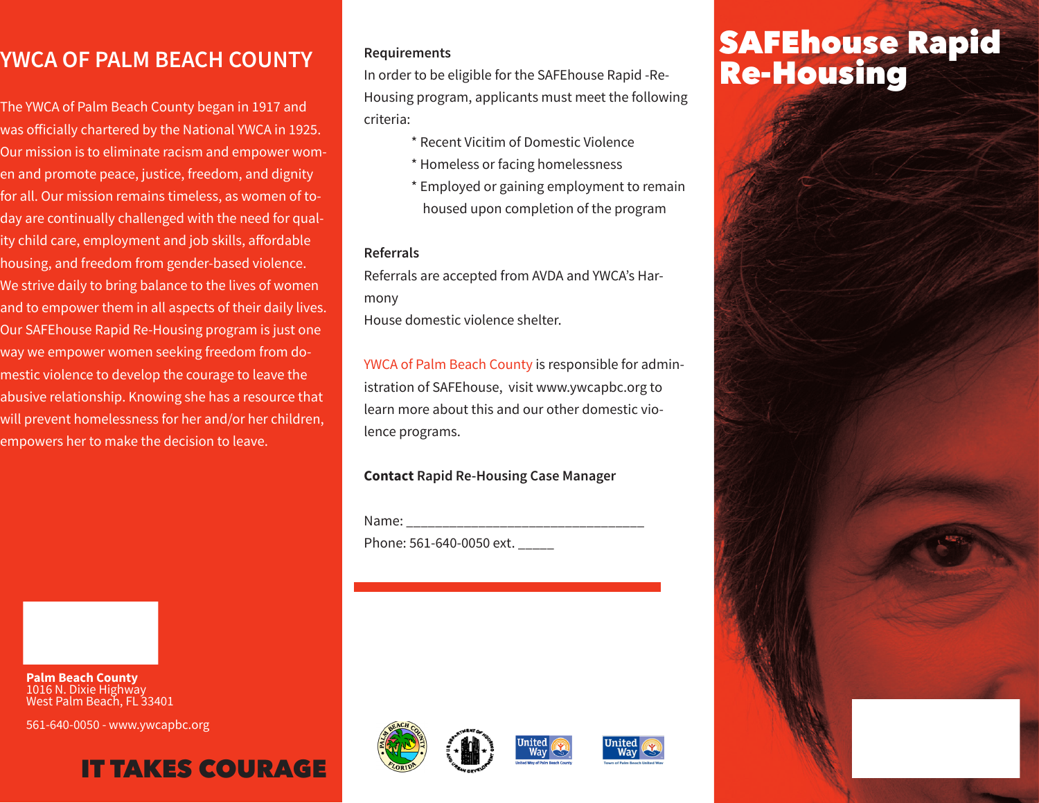# YWCA OF PALM BEACH COUNTY

The YWCA of Palm Beach County began in 1917 and was officially chartered by the National YWCA in 1925. Our mission is to eliminate racism and empower women and promote peace, justice, freedom, and dignity for all. Our mission remains timeless, as women of today are continually challenged with the need for quality child care, employment and job skills, affordable housing, and freedom from gender-based violence. We strive daily to bring balance to the lives of women and to empower them in all aspects of their daily lives. Our SAFEhouse Rapid Re-Housing program is just one way we empower women seeking freedom from domestic violence to develop the courage to leave the abusive relationship. Knowing she has a resource that will prevent homelessness for her and/or her children, empowers her to make the decision to leave.

**Palm Beach County**
1016 N. Dixie Highway
West Palm Beach, FL 33401

561-640-0050 - www.ywcapbc.org

**IT TAKES COURAGE**

**Requirements**

In order to be eligible for the SAFEhouse Rapid -Re-Housing program, applicants must meet the following criteria:

* Recent Vicitim of Domestic Violence
* Homeless or facing homelessness
* Employed or gaining employment to remain housed upon completion of the program

**Referrals**

Referrals are accepted from AVDA and YWCA's Harmony
House domestic violence shelter.

YWCA of Palm Beach County is responsible for administration of SAFEhouse, visit www.ywcapbc.org to learn more about this and our other domestic violence programs.

**Contact** Rapid Re-Housing Case Manager

Name: ________________________________

Phone: 561-640-0050 ext. _____

# SAFEhouse Rapid Re-Housing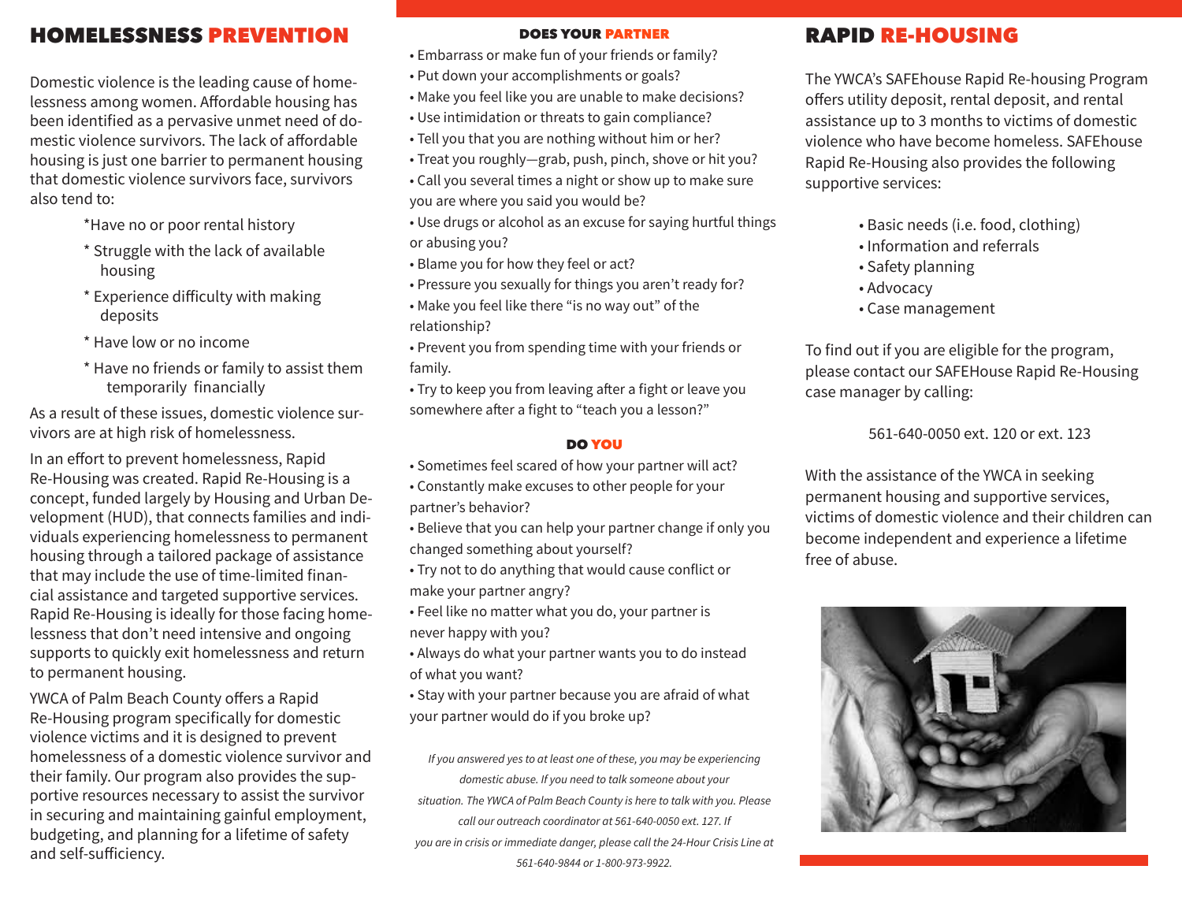## HOMELESSNESS PREVENTION

Domestic violence is the leading cause of homelessness among women. Affordable housing has been identified as a pervasive unmet need of domestic violence survivors. The lack of affordable housing is just one barrier to permanent housing that domestic violence survivors face, survivors also tend to:

*Have no or poor rental history

* Struggle with the lack of available housing

* Experience difficulty with making deposits

* Have low or no income

* Have no friends or family to assist them temporarily financially

As a result of these issues, domestic violence survivors are at high risk of homelessness.

In an effort to prevent homelessness, Rapid Re-Housing was created. Rapid Re-Housing is a concept, funded largely by Housing and Urban Development (HUD), that connects families and individuals experiencing homelessness to permanent housing through a tailored package of assistance that may include the use of time-limited financial assistance and targeted supportive services. Rapid Re-Housing is ideally for those facing homelessness that don't need intensive and ongoing supports to quickly exit homelessness and return to permanent housing.

YWCA of Palm Beach County offers a Rapid Re-Housing program specifically for domestic violence victims and it is designed to prevent homelessness of a domestic violence survivor and their family. Our program also provides the supportive resources necessary to assist the survivor in securing and maintaining gainful employment, budgeting, and planning for a lifetime of safety and self-sufficiency.

### DOES YOUR PARTNER

- Embarrass or make fun of your friends or family?
- Put down your accomplishments or goals?
- Make you feel like you are unable to make decisions?
- Use intimidation or threats to gain compliance?
- Tell you that you are nothing without him or her?
- Treat you roughly—grab, push, pinch, shove or hit you?
- Call you several times a night or show up to make sure you are where you said you would be?
- Use drugs or alcohol as an excuse for saying hurtful things or abusing you?
- Blame you for how they feel or act?
- Pressure you sexually for things you aren't ready for?
- Make you feel like there "is no way out" of the relationship?
- Prevent you from spending time with your friends or family.
- Try to keep you from leaving after a fight or leave you somewhere after a fight to "teach you a lesson?"

### DO YOU

- Sometimes feel scared of how your partner will act?
- Constantly make excuses to other people for your partner's behavior?
- Believe that you can help your partner change if only you changed something about yourself?
- Try not to do anything that would cause conflict or make your partner angry?
- Feel like no matter what you do, your partner is never happy with you?
- Always do what your partner wants you to do instead of what you want?
- Stay with your partner because you are afraid of what your partner would do if you broke up?

*If you answered yes to at least one of these, you may be experiencing domestic abuse. If you need to talk someone about your situation. The YWCA of Palm Beach County is here to talk with you. Please call our outreach coordinator at 561-640-0050 ext. 127. If you are in crisis or immediate danger, please call the 24-Hour Crisis Line at 561-640-9844 or 1-800-973-9922.*

## RAPID RE-HOUSING

The YWCA's SAFEhouse Rapid Re-housing Program offers utility deposit, rental deposit, and rental assistance up to 3 months to victims of domestic violence who have become homeless. SAFEhouse Rapid Re-Housing also provides the following supportive services:

- Basic needs (i.e. food, clothing)
- Information and referrals
- Safety planning
- Advocacy
- Case management

To find out if you are eligible for the program, please contact our SAFEHouse Rapid Re-Housing case manager by calling:

561-640-0050 ext. 120 or ext. 123

With the assistance of the YWCA in seeking permanent housing and supportive services, victims of domestic violence and their children can become independent and experience a lifetime free of abuse.